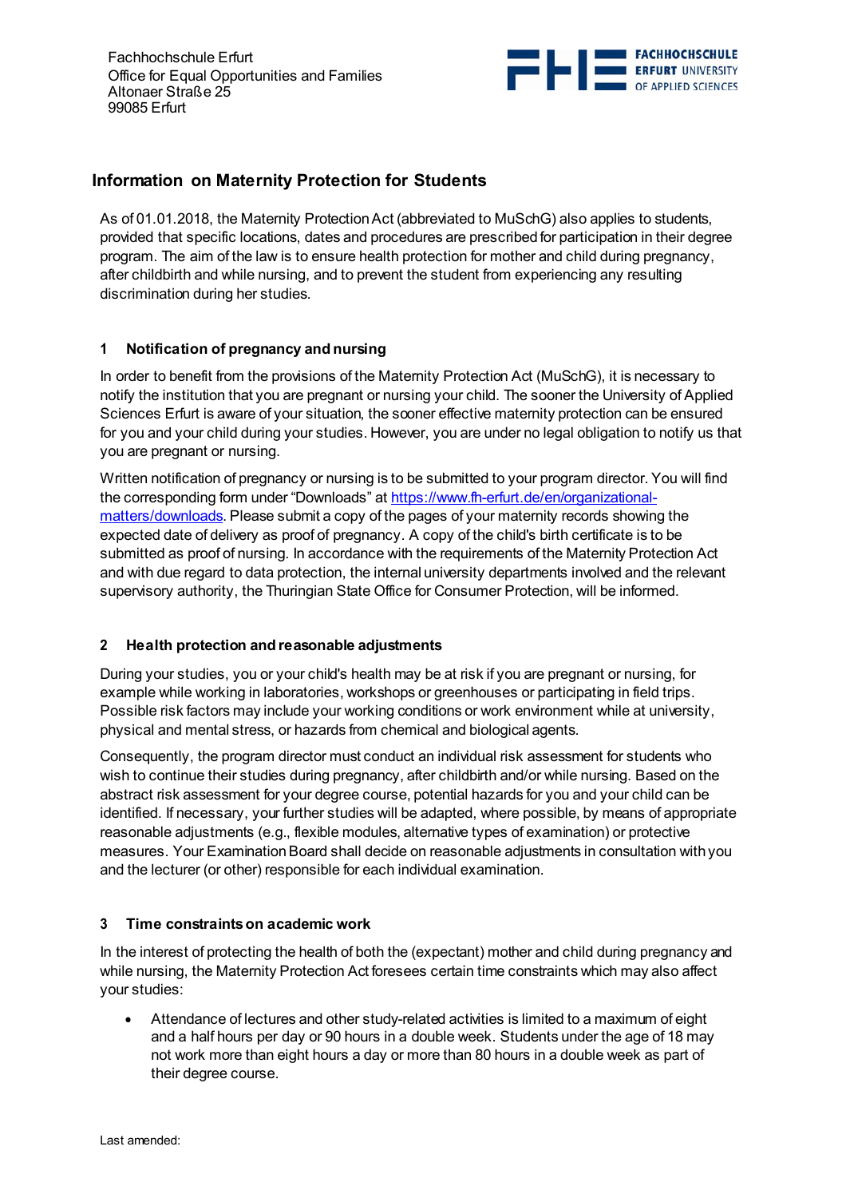Fachhochschule Erfurt
Office for Equal Opportunities and Families
Altonaer Straße 25
99085 Erfurt

# Information on Maternity Protection for Students

As of 01.01.2018, the Maternity Protection Act (abbreviated to MuSchG) also applies to students, provided that specific locations, dates and procedures are prescribed for participation in their degree program. The aim of the law is to ensure health protection for mother and child during pregnancy, after childbirth and while nursing, and to prevent the student from experiencing any resulting discrimination during her studies.

## 1 Notification of pregnancy and nursing

In order to benefit from the provisions of the Maternity Protection Act (MuSchG), it is necessary to notify the institution that you are pregnant or nursing your child. The sooner the University of Applied Sciences Erfurt is aware of your situation, the sooner effective maternity protection can be ensured for you and your child during your studies. However, you are under no legal obligation to notify us that you are pregnant or nursing.

Written notification of pregnancy or nursing is to be submitted to your program director. You will find the corresponding form under "Downloads" at [https://www.fh-erfurt.de/en/organizational-matters/downloads](https://www.fh-erfurt.de/en/organizational-matters/downloads). Please submit a copy of the pages of your maternity records showing the expected date of delivery as proof of pregnancy. A copy of the child's birth certificate is to be submitted as proof of nursing. In accordance with the requirements of the Maternity Protection Act and with due regard to data protection, the internal university departments involved and the relevant supervisory authority, the Thuringian State Office for Consumer Protection, will be informed.

## 2 Health protection and reasonable adjustments

During your studies, you or your child's health may be at risk if you are pregnant or nursing, for example while working in laboratories, workshops or greenhouses or participating in field trips. Possible risk factors may include your working conditions or work environment while at university, physical and mental stress, or hazards from chemical and biological agents.

Consequently, the program director must conduct an individual risk assessment for students who wish to continue their studies during pregnancy, after childbirth and/or while nursing. Based on the abstract risk assessment for your degree course, potential hazards for you and your child can be identified. If necessary, your further studies will be adapted, where possible, by means of appropriate reasonable adjustments (e.g., flexible modules, alternative types of examination) or protective measures. Your Examination Board shall decide on reasonable adjustments in consultation with you and the lecturer (or other) responsible for each individual examination.

## 3 Time constraints on academic work

In the interest of protecting the health of both the (expectant) mother and child during pregnancy and while nursing, the Maternity Protection Act foresees certain time constraints which may also affect your studies:

- Attendance of lectures and other study-related activities is limited to a maximum of eight and a half hours per day or 90 hours in a double week. Students under the age of 18 may not work more than eight hours a day or more than 80 hours in a double week as part of their degree course.

Last amended: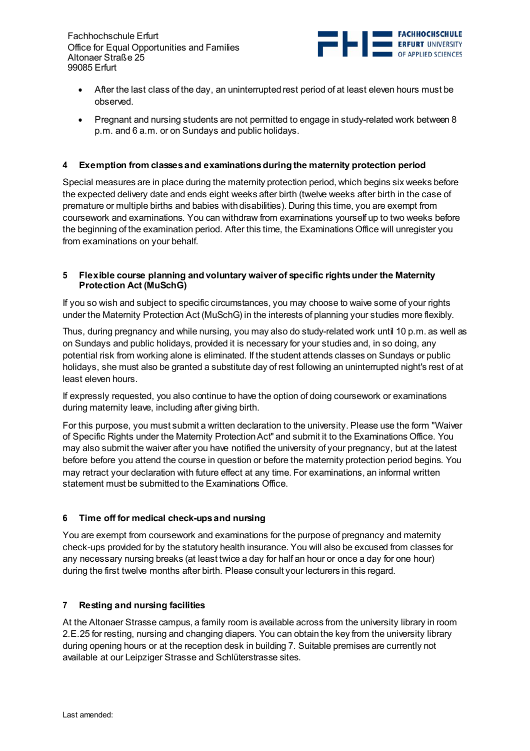- After the last class of the day, an uninterrupted rest period of at least eleven hours must be observed.
- Pregnant and nursing students are not permitted to engage in study-related work between 8 p.m. and 6 a.m. or on Sundays and public holidays.

## 4 Exemption from classes and examinations during the maternity protection period

Special measures are in place during the maternity protection period, which begins six weeks before the expected delivery date and ends eight weeks after birth (twelve weeks after birth in the case of premature or multiple births and babies with disabilities). During this time, you are exempt from coursework and examinations. You can withdraw from examinations yourself up to two weeks before the beginning of the examination period. After this time, the Examinations Office will unregister you from examinations on your behalf.

## 5 Flexible course planning and voluntary waiver of specific rights under the Maternity Protection Act (MuSchG)

If you so wish and subject to specific circumstances, you may choose to waive some of your rights under the Maternity Protection Act (MuSchG) in the interests of planning your studies more flexibly.

Thus, during pregnancy and while nursing, you may also do study-related work until 10 p.m. as well as on Sundays and public holidays, provided it is necessary for your studies and, in so doing, any potential risk from working alone is eliminated. If the student attends classes on Sundays or public holidays, she must also be granted a substitute day of rest following an uninterrupted night's rest of at least eleven hours.

If expressly requested, you also continue to have the option of doing coursework or examinations during maternity leave, including after giving birth.

For this purpose, you must submit a written declaration to the university. Please use the form "Waiver of Specific Rights under the Maternity Protection Act" and submit it to the Examinations Office. You may also submit the waiver after you have notified the university of your pregnancy, but at the latest before before you attend the course in question or before the maternity protection period begins. You may retract your declaration with future effect at any time. For examinations, an informal written statement must be submitted to the Examinations Office.

## 6 Time off for medical check-ups and nursing

You are exempt from coursework and examinations for the purpose of pregnancy and maternity check-ups provided for by the statutory health insurance. You will also be excused from classes for any necessary nursing breaks (at least twice a day for half an hour or once a day for one hour) during the first twelve months after birth. Please consult your lecturers in this regard.

## 7 Resting and nursing facilities

At the Altonaer Strasse campus, a family room is available across from the university library in room 2.E.25 for resting, nursing and changing diapers. You can obtain the key from the university library during opening hours or at the reception desk in building 7. Suitable premises are currently not available at our Leipziger Strasse and Schlüterstrasse sites.

Last amended: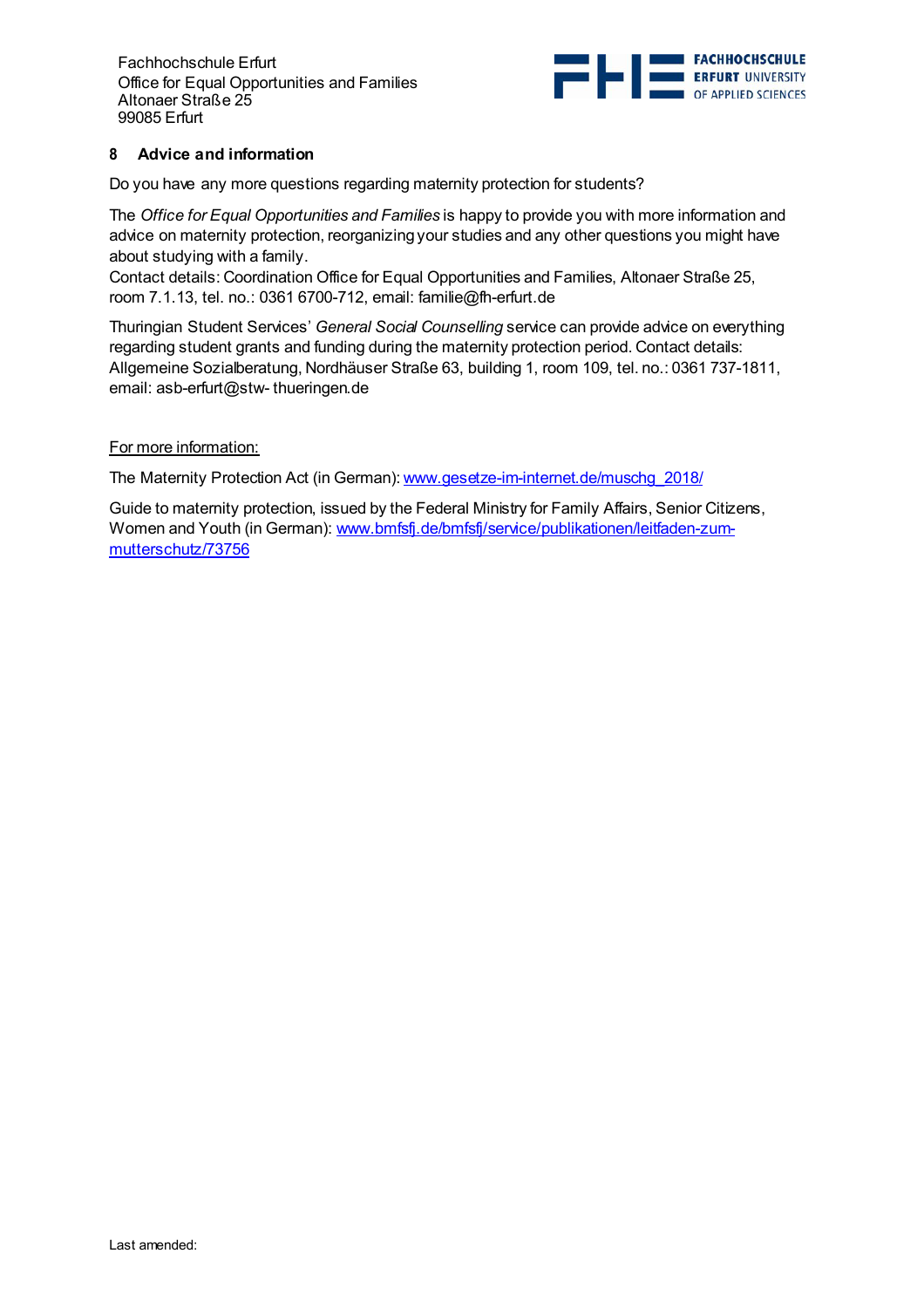Fachhochschule Erfurt
Office for Equal Opportunities and Families
Altonaer Straße 25
99085 Erfurt

## 8 Advice and information

Do you have any more questions regarding maternity protection for students?

The *Office for Equal Opportunities and Families* is happy to provide you with more information and advice on maternity protection, reorganizing your studies and any other questions you might have about studying with a family.
Contact details: Coordination Office for Equal Opportunities and Families, Altonaer Straße 25, room 7.1.13, tel. no.: 0361 6700-712, email: familie@fh-erfurt.de

Thuringian Student Services' *General Social Counselling* service can provide advice on everything regarding student grants and funding during the maternity protection period. Contact details: Allgemeine Sozialberatung, Nordhäuser Straße 63, building 1, room 109, tel. no.: 0361 737-1811, email: asb-erfurt@stw- thueringen.de

For more information:

The Maternity Protection Act (in German): www.gesetze-im-internet.de/muschg_2018/

Guide to maternity protection, issued by the Federal Ministry for Family Affairs, Senior Citizens, Women and Youth (in German): www.bmfsfj.de/bmfsfj/service/publikationen/leitfaden-zum-mutterschutz/73756

Last amended: